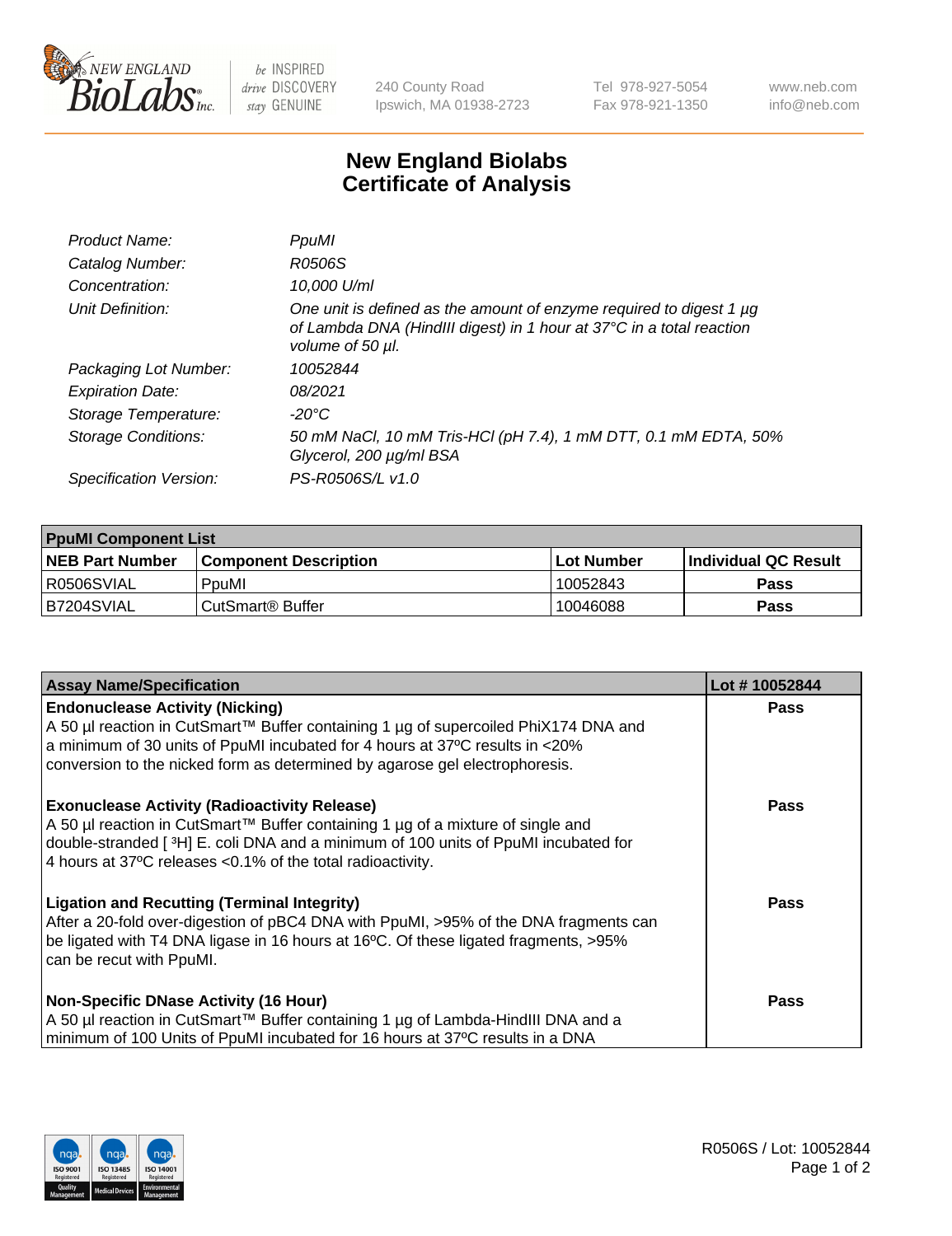# New England Biolabs Certificate of Analysis

| | |
|---|---|
| *Product Name:* | *PpuMI* |
| *Catalog Number:* | *R0506S* |
| *Concentration:* | *10,000 U/ml* |
| *Unit Definition:* | *One unit is defined as the amount of enzyme required to digest 1 µg of Lambda DNA (HindIII digest) in 1 hour at 37°C in a total reaction volume of 50 µl.* |
| *Packaging Lot Number:* | *10052844* |
| *Expiration Date:* | *08/2021* |
| *Storage Temperature:* | *-20°C* |
| *Storage Conditions:* | *50 mM NaCl, 10 mM Tris-HCl (pH 7.4), 1 mM DTT, 0.1 mM EDTA, 50% Glycerol, 200 µg/ml BSA* |
| *Specification Version:* | *PS-R0506S/L v1.0* |

| **PpuMI Component List** | | | |
|---|---|---|---|
| **NEB Part Number** | **Component Description** | **Lot Number** | **Individual QC Result** |
| R0506SVIAL | PpuMI | 10052843 | **Pass** |
| B7204SVIAL | CutSmart® Buffer | 10046088 | **Pass** |

| **Assay Name/Specification** | **Lot # 10052844** |
|---|---|
| **Endonuclease Activity (Nicking)** A 50 µl reaction in CutSmart™ Buffer containing 1 µg of supercoiled PhiX174 DNA and a minimum of 30 units of PpuMI incubated for 4 hours at 37ºC results in <20% conversion to the nicked form as determined by agarose gel electrophoresis. | **Pass** |
| **Exonuclease Activity (Radioactivity Release)** A 50 µl reaction in CutSmart™ Buffer containing 1 µg of a mixture of single and double-stranded [ $^{3}$H] E. coli DNA and a minimum of 100 units of PpuMI incubated for 4 hours at 37ºC releases <0.1% of the total radioactivity. | **Pass** |
| **Ligation and Recutting (Terminal Integrity)** After a 20-fold over-digestion of pBC4 DNA with PpuMI, >95% of the DNA fragments can be ligated with T4 DNA ligase in 16 hours at 16ºC. Of these ligated fragments, >95% can be recut with PpuMI. | **Pass** |
| **Non-Specific DNase Activity (16 Hour)** A 50 µl reaction in CutSmart™ Buffer containing 1 µg of Lambda-HindIII DNA and a minimum of 100 Units of PpuMI incubated for 16 hours at 37ºC results in a DNA | **Pass** |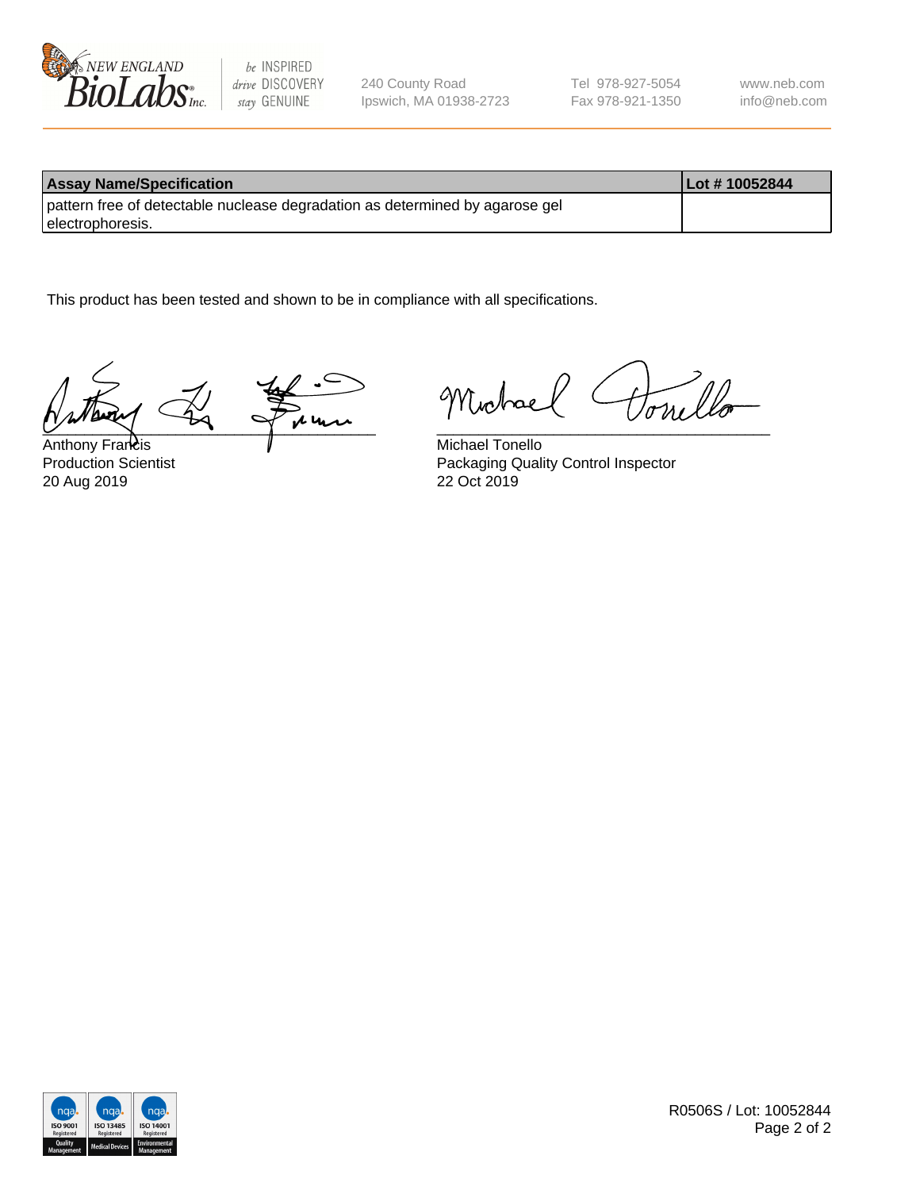NEW ENGLAND BioLabs Inc. — be INSPIRED drive DISCOVERY stay GENUINE

240 County Road
Ipswich, MA 01938-2723

Tel 978-927-5054
Fax 978-921-1350

www.neb.com
info@neb.com

| Assay Name/Specification | Lot # 10052844 |
| --- | --- |
| pattern free of detectable nuclease degradation as determined by agarose gel electrophoresis. | |

This product has been tested and shown to be in compliance with all specifications.

Anthony Francis
Production Scientist
20 Aug 2019

Michael Tonello
Packaging Quality Control Inspector
22 Oct 2019

ISO 9001 Registered Quality Management | ISO 13485 Registered Medical Devices | ISO 14001 Registered Environmental Management

R0506S / Lot: 10052844